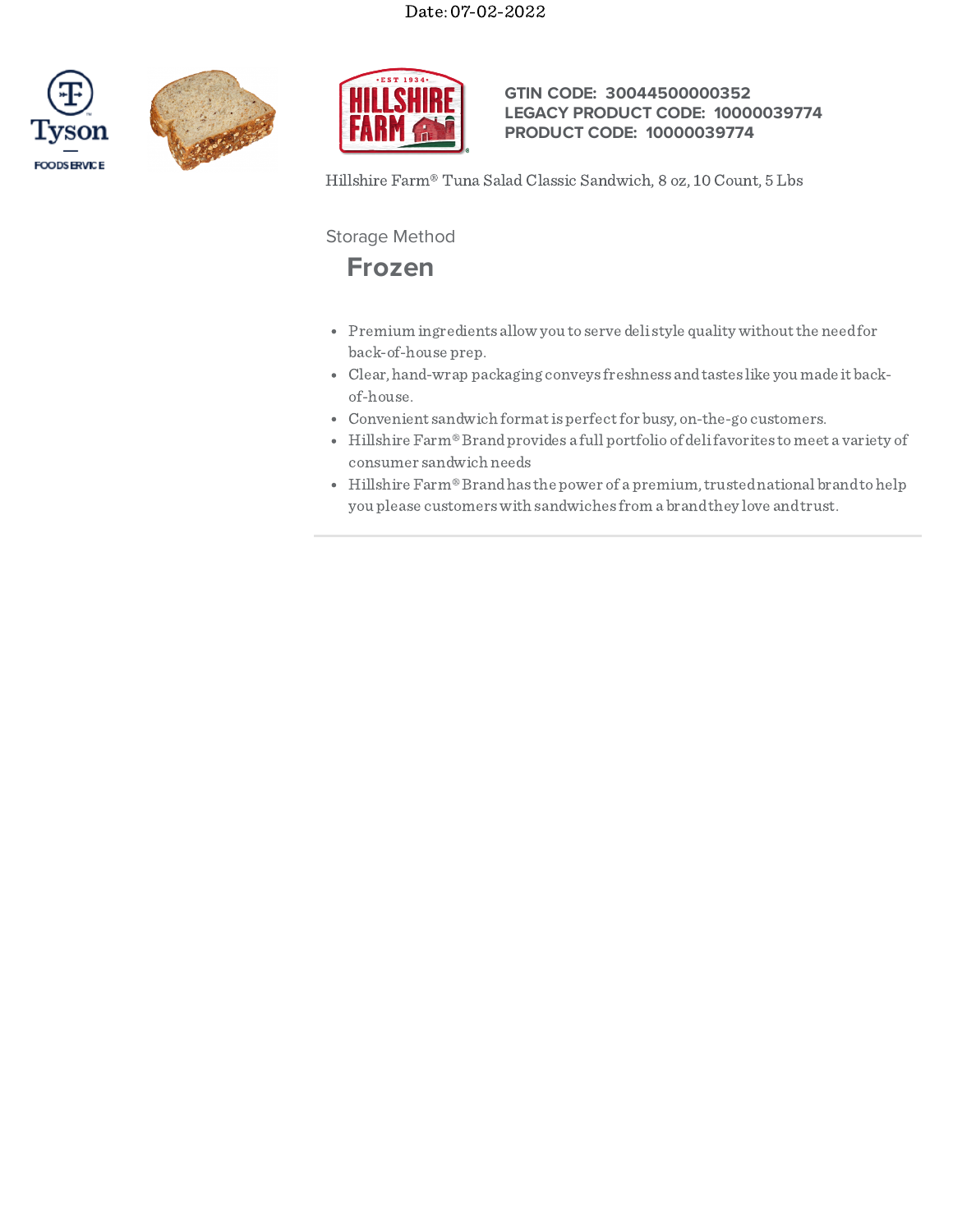Date: 07-02-2022

**GTIN CODE: 30044500000352**
**LEGACY PRODUCT CODE: 10000039774**
**PRODUCT CODE: 10000039774**

Hillshire Farm® Tuna Salad Classic Sandwich, 8 oz, 10 Count, 5 Lbs

Storage Method

## Frozen

- Premium ingredients allow you to serve deli style quality without the need for back-of-house prep.
- Clear, hand-wrap packaging conveys freshness and tastes like you made it back-of-house.
- Convenient sandwich format is perfect for busy, on-the-go customers.
- Hillshire Farm® Brand provides a full portfolio of deli favorites to meet a variety of consumer sandwich needs
- Hillshire Farm® Brand has the power of a premium, trusted national brand to help you please customers with sandwiches from a brand they love and trust.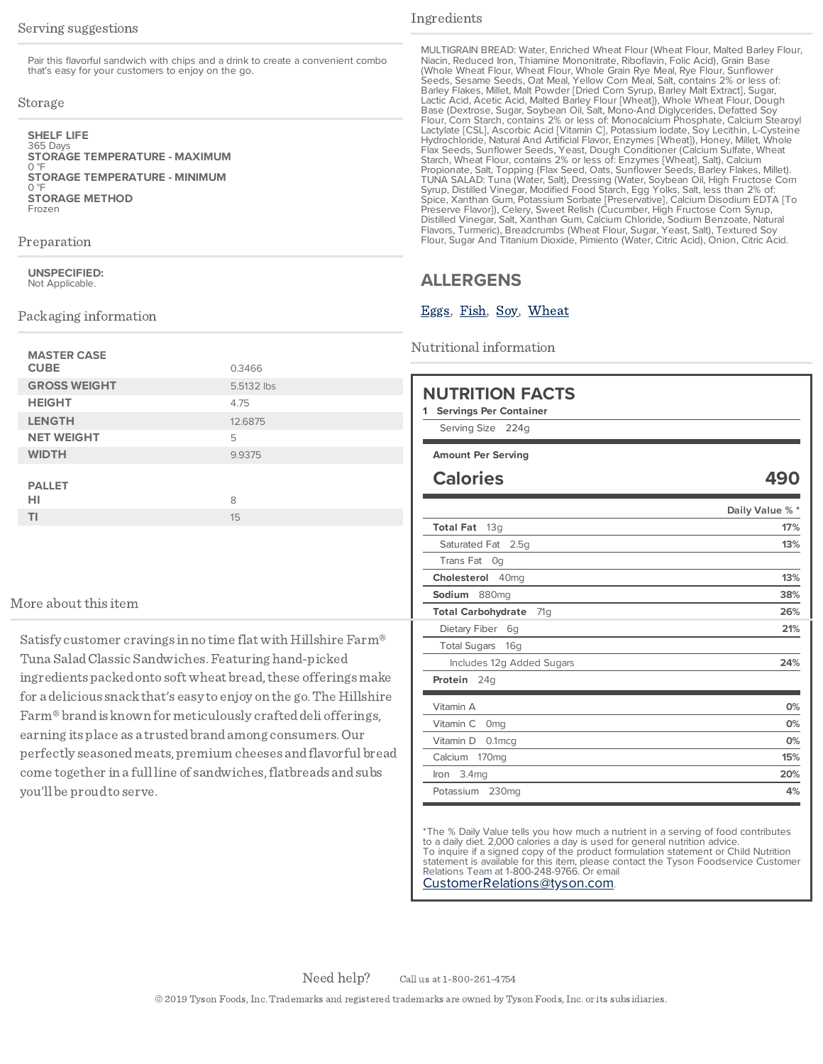## Serving suggestions

Pair this flavorful sandwich with chips and a drink to create a convenient combo that's easy for your customers to enjoy on the go.

## Storage

**SHELF LIFE**
365 Days
**STORAGE TEMPERATURE - MAXIMUM**
0 °F
**STORAGE TEMPERATURE - MINIMUM**
0 °F
**STORAGE METHOD**
Frozen

## Preparation

**UNSPECIFIED:**
Not Applicable.

## Packaging information

| MASTER CASE | |
|---|---|
| **CUBE** | 0.3466 |
| **GROSS WEIGHT** | 5.5132 lbs |
| **HEIGHT** | 4.75 |
| **LENGTH** | 12.6875 |
| **NET WEIGHT** | 5 |
| **WIDTH** | 9.9375 |

| PALLET | |
|---|---|
| **HI** | 8 |
| **TI** | 15 |

## More about this item

Satisfy customer cravings in no time flat with Hillshire Farm® Tuna Salad Classic Sandwiches. Featuring hand-picked ingredients packed onto soft wheat bread, these offerings make for a delicious snack that's easy to enjoy on the go. The Hillshire Farm® brand is known for meticulously crafted deli offerings, earning its place as a trusted brand among consumers. Our perfectly seasoned meats, premium cheeses and flavorful bread come together in a full line of sandwiches, flatbreads and subs you'll be proud to serve.

## Ingredients

MULTIGRAIN BREAD: Water, Enriched Wheat Flour (Wheat Flour, Malted Barley Flour, Niacin, Reduced Iron, Thiamine Mononitrate, Riboflavin, Folic Acid), Grain Base (Whole Wheat Flour, Wheat Flour, Whole Grain Rye Meal, Rye Flour, Sunflower Seeds, Sesame Seeds, Oat Meal, Yellow Corn Meal, Salt, contains 2% or less of: Barley Flakes, Millet, Malt Powder [Dried Corn Syrup, Barley Malt Extract], Sugar, Lactic Acid, Acetic Acid, Malted Barley Flour [Wheat]), Whole Wheat Flour, Dough Base (Dextrose, Sugar, Soybean Oil, Salt, Mono-And Diglycerides, Defatted Soy Flour, Corn Starch, contains 2% or less of: Monocalcium Phosphate, Calcium Stearoyl Lactylate [CSL], Ascorbic Acid [Vitamin C], Potassium Iodate, Soy Lecithin, L-Cysteine Hydrochloride, Natural And Artificial Flavor, Enzymes [Wheat]), Honey, Millet, Whole Flax Seeds, Sunflower Seeds, Yeast, Dough Conditioner (Calcium Sulfate, Wheat Starch, Wheat Flour, contains 2% or less of: Enzymes [Wheat], Salt), Calcium Propionate, Salt, Topping (Flax Seed, Oats, Sunflower Seeds, Barley Flakes, Millet). TUNA SALAD: Tuna (Water, Salt), Dressing (Water, Soybean Oil, High Fructose Corn Syrup, Distilled Vinegar, Modified Food Starch, Egg Yolks, Salt, less than 2% of: Spice, Xanthan Gum, Potassium Sorbate [Preservative], Calcium Disodium EDTA [To Preserve Flavor]), Celery, Sweet Relish (Cucumber, High Fructose Corn Syrup, Distilled Vinegar, Salt, Xanthan Gum, Calcium Chloride, Sodium Benzoate, Natural Flavors, Turmeric), Breadcrumbs (Wheat Flour, Sugar, Yeast, Salt), Textured Soy Flour, Sugar And Titanium Dioxide, Pimiento (Water, Citric Acid), Onion, Citric Acid.

## ALLERGENS

Eggs, Fish, Soy, Wheat

## Nutritional information

### NUTRITION FACTS

**1 Servings Per Container**
Serving Size 224g

**Amount Per Serving**

| | | Daily Value % * |
|---|---|---|
| **Calories** | **490** | |
| **Total Fat** | 13g | **17%** |
| Saturated Fat | 2.5g | **13%** |
| Trans Fat | 0g | |
| **Cholesterol** | 40mg | **13%** |
| **Sodium** | 880mg | **38%** |
| **Total Carbohydrate** | 71g | **26%** |
| Dietary Fiber | 6g | **21%** |
| Total Sugars | 16g | |
| Includes 12g Added Sugars | | **24%** |
| **Protein** | 24g | |
| Vitamin A | | **0%** |
| Vitamin C | 0mg | **0%** |
| Vitamin D | 0.1mcg | **0%** |
| Calcium | 170mg | **15%** |
| Iron | 3.4mg | **20%** |
| Potassium | 230mg | **4%** |

*The % Daily Value tells you how much a nutrient in a serving of food contributes to a daily diet. 2,000 calories a day is used for general nutrition advice.
To inquire if a signed copy of the product formulation statement or Child Nutrition statement is available for this item, please contact the Tyson Foodservice Customer Relations Team at 1-800-248-9766. Or email CustomerRelations@tyson.com.

Need help? Call us at 1-800-261-4754

© 2019 Tyson Foods, Inc. Trademarks and registered trademarks are owned by Tyson Foods, Inc. or its subsidiaries.